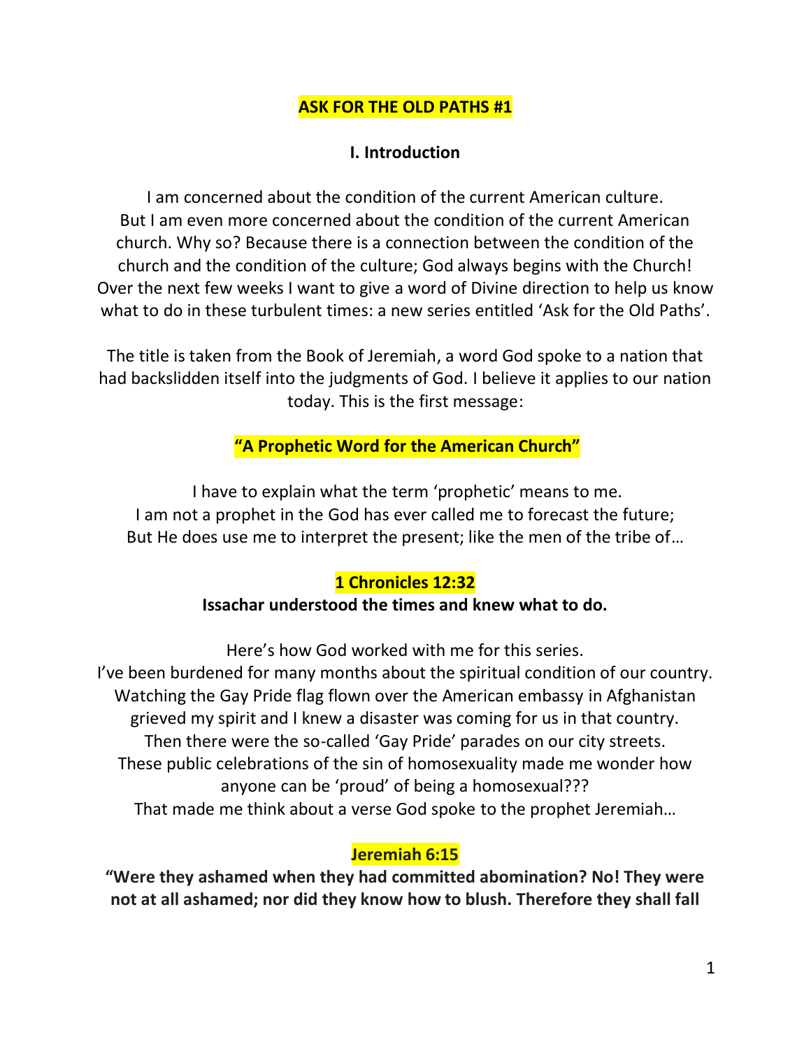**ASK FOR THE OLD PATHS #1**

**I. Introduction**

I am concerned about the condition of the current American culture.
But I am even more concerned about the condition of the current American church. Why so? Because there is a connection between the condition of the church and the condition of the culture; God always begins with the Church! Over the next few weeks I want to give a word of Divine direction to help us know what to do in these turbulent times: a new series entitled 'Ask for the Old Paths'.

The title is taken from the Book of Jeremiah, a word God spoke to a nation that had backslidden itself into the judgments of God. I believe it applies to our nation today. This is the first message:

**"A Prophetic Word for the American Church"**

I have to explain what the term 'prophetic' means to me.
I am not a prophet in the God has ever called me to forecast the future;
But He does use me to interpret the present; like the men of the tribe of…

**1 Chronicles 12:32**
**Issachar understood the times and knew what to do.**

Here's how God worked with me for this series.
I've been burdened for many months about the spiritual condition of our country.
Watching the Gay Pride flag flown over the American embassy in Afghanistan grieved my spirit and I knew a disaster was coming for us in that country.
Then there were the so-called 'Gay Pride' parades on our city streets.
These public celebrations of the sin of homosexuality made me wonder how anyone can be 'proud' of being a homosexual???
That made me think about a verse God spoke to the prophet Jeremiah…

**Jeremiah 6:15**
**"Were they ashamed when they had committed abomination? No! They were not at all ashamed; nor did they know how to blush. Therefore they shall fall**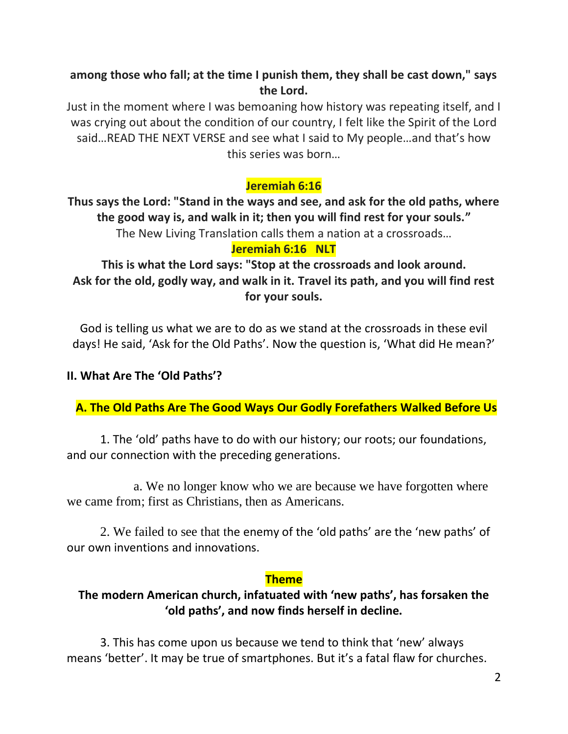**among those who fall; at the time I punish them, they shall be cast down," says the Lord.**

Just in the moment where I was bemoaning how history was repeating itself, and I was crying out about the condition of our country, I felt like the Spirit of the Lord said…READ THE NEXT VERSE and see what I said to My people…and that's how this series was born…

**Jeremiah 6:16**

**Thus says the Lord: "Stand in the ways and see, and ask for the old paths, where the good way is, and walk in it; then you will find rest for your souls."**

The New Living Translation calls them a nation at a crossroads…

**Jeremiah 6:16 NLT**

**This is what the Lord says: "Stop at the crossroads and look around. Ask for the old, godly way, and walk in it. Travel its path, and you will find rest for your souls.**

God is telling us what we are to do as we stand at the crossroads in these evil days! He said, 'Ask for the Old Paths'. Now the question is, 'What did He mean?'

## II. What Are The 'Old Paths'?

### A. The Old Paths Are The Good Ways Our Godly Forefathers Walked Before Us

1. The 'old' paths have to do with our history; our roots; our foundations, and our connection with the preceding generations.

   a. We no longer know who we are because we have forgotten where we came from; first as Christians, then as Americans.

2. We failed to see that the enemy of the 'old paths' are the 'new paths' of our own inventions and innovations.

**Theme**

**The modern American church, infatuated with 'new paths', has forsaken the 'old paths', and now finds herself in decline.**

3. This has come upon us because we tend to think that 'new' always means 'better'. It may be true of smartphones. But it's a fatal flaw for churches.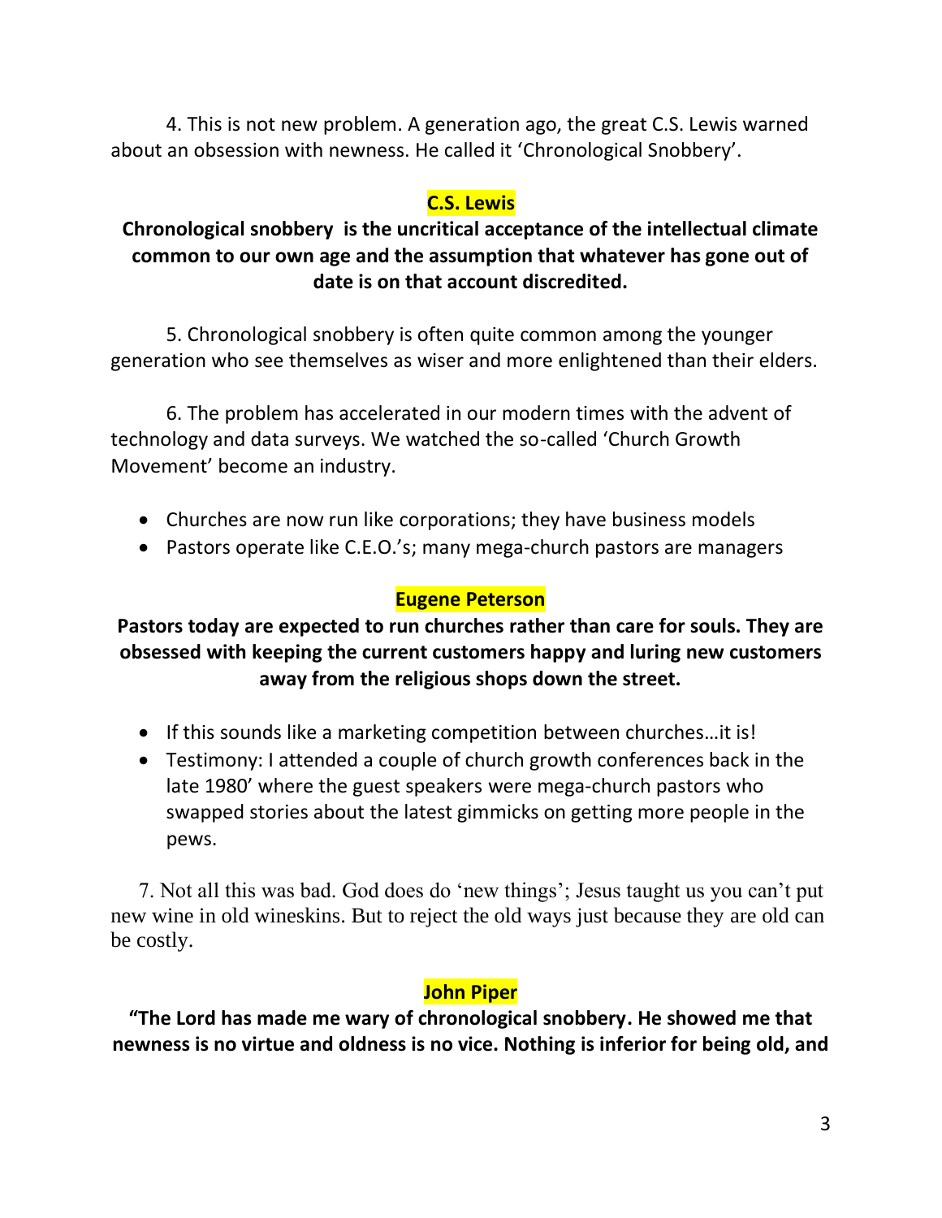4. This is not new problem. A generation ago, the great C.S. Lewis warned about an obsession with newness. He called it 'Chronological Snobbery'.

**C.S. Lewis**

**Chronological snobbery is the uncritical acceptance of the intellectual climate common to our own age and the assumption that whatever has gone out of date is on that account discredited.**

5. Chronological snobbery is often quite common among the younger generation who see themselves as wiser and more enlightened than their elders.

6. The problem has accelerated in our modern times with the advent of technology and data surveys. We watched the so-called 'Church Growth Movement' become an industry.

- Churches are now run like corporations; they have business models
- Pastors operate like C.E.O.'s; many mega-church pastors are managers

**Eugene Peterson**

**Pastors today are expected to run churches rather than care for souls. They are obsessed with keeping the current customers happy and luring new customers away from the religious shops down the street.**

- If this sounds like a marketing competition between churches…it is!
- Testimony: I attended a couple of church growth conferences back in the late 1980' where the guest speakers were mega-church pastors who swapped stories about the latest gimmicks on getting more people in the pews.

7. Not all this was bad. God does do 'new things'; Jesus taught us you can't put new wine in old wineskins. But to reject the old ways just because they are old can be costly.

**John Piper**

**"The Lord has made me wary of chronological snobbery. He showed me that newness is no virtue and oldness is no vice. Nothing is inferior for being old, and**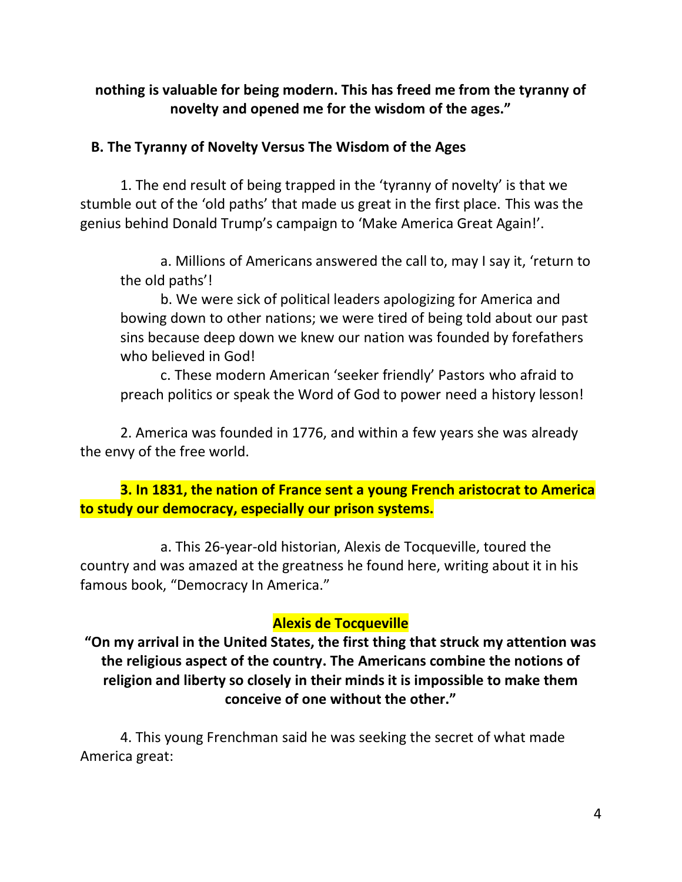**nothing is valuable for being modern. This has freed me from the tyranny of novelty and opened me for the wisdom of the ages."**

**B. The Tyranny of Novelty Versus The Wisdom of the Ages**

1. The end result of being trapped in the 'tyranny of novelty' is that we stumble out of the 'old paths' that made us great in the first place. This was the genius behind Donald Trump's campaign to 'Make America Great Again!'.

    a. Millions of Americans answered the call to, may I say it, 'return to the old paths'!

    b. We were sick of political leaders apologizing for America and bowing down to other nations; we were tired of being told about our past sins because deep down we knew our nation was founded by forefathers who believed in God!

    c. These modern American 'seeker friendly' Pastors who afraid to preach politics or speak the Word of God to power need a history lesson!

2. America was founded in 1776, and within a few years she was already the envy of the free world.

**3. In 1831, the nation of France sent a young French aristocrat to America to study our democracy, especially our prison systems.**

    a. This 26-year-old historian, Alexis de Tocqueville, toured the country and was amazed at the greatness he found here, writing about it in his famous book, "Democracy In America."

**Alexis de Tocqueville**

**"On my arrival in the United States, the first thing that struck my attention was the religious aspect of the country. The Americans combine the notions of religion and liberty so closely in their minds it is impossible to make them conceive of one without the other."**

4. This young Frenchman said he was seeking the secret of what made America great: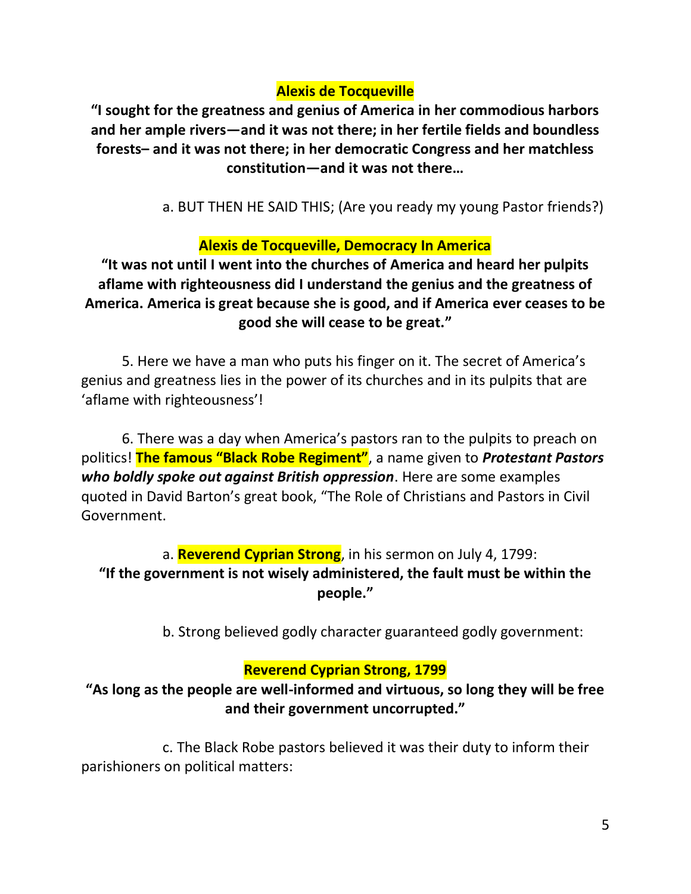**Alexis de Tocqueville**

**"I sought for the greatness and genius of America in her commodious harbors and her ample rivers—and it was not there; in her fertile fields and boundless forests– and it was not there; in her democratic Congress and her matchless constitution—and it was not there…**

a. BUT THEN HE SAID THIS; (Are you ready my young Pastor friends?)

**Alexis de Tocqueville, Democracy In America**

**"It was not until I went into the churches of America and heard her pulpits aflame with righteousness did I understand the genius and the greatness of America. America is great because she is good, and if America ever ceases to be good she will cease to be great."**

5. Here we have a man who puts his finger on it. The secret of America's genius and greatness lies in the power of its churches and in its pulpits that are 'aflame with righteousness'!

6. There was a day when America's pastors ran to the pulpits to preach on politics! **The famous "Black Robe Regiment"**, a name given to ***Protestant Pastors who boldly spoke out against British oppression***. Here are some examples quoted in David Barton's great book, "The Role of Christians and Pastors in Civil Government.

a. **Reverend Cyprian Strong**, in his sermon on July 4, 1799:

**"If the government is not wisely administered, the fault must be within the people."**

b. Strong believed godly character guaranteed godly government:

**Reverend Cyprian Strong, 1799**

**"As long as the people are well-informed and virtuous, so long they will be free and their government uncorrupted."**

c. The Black Robe pastors believed it was their duty to inform their parishioners on political matters: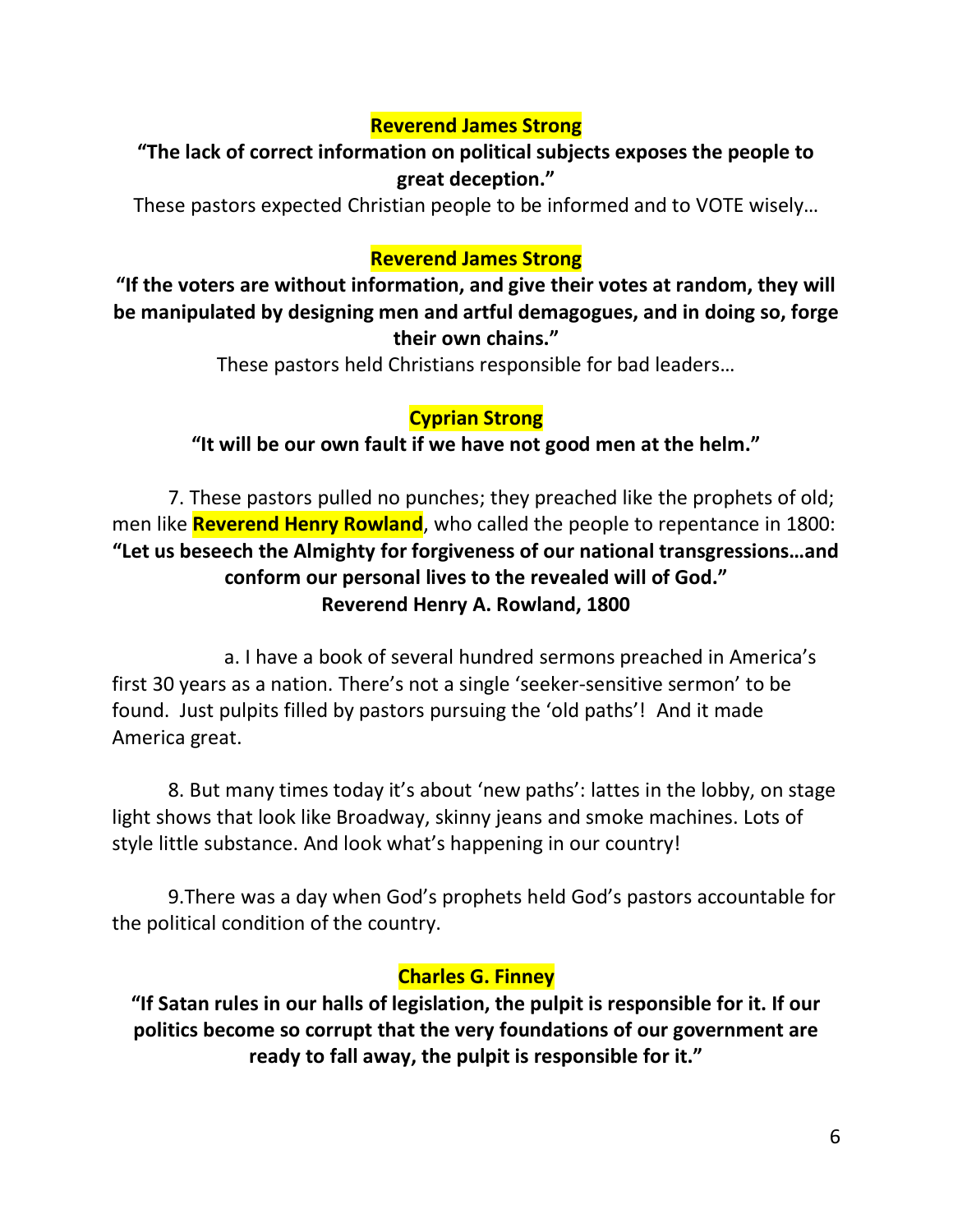**Reverend James Strong**

**"The lack of correct information on political subjects exposes the people to great deception."**

These pastors expected Christian people to be informed and to VOTE wisely…

**Reverend James Strong**

**"If the voters are without information, and give their votes at random, they will be manipulated by designing men and artful demagogues, and in doing so, forge their own chains."**

These pastors held Christians responsible for bad leaders…

**Cyprian Strong**

**"It will be our own fault if we have not good men at the helm."**

7. These pastors pulled no punches; they preached like the prophets of old; men like **Reverend Henry Rowland**, who called the people to repentance in 1800: **"Let us beseech the Almighty for forgiveness of our national transgressions…and conform our personal lives to the revealed will of God."**
**Reverend Henry A. Rowland, 1800**

a. I have a book of several hundred sermons preached in America's first 30 years as a nation. There's not a single 'seeker-sensitive sermon' to be found. Just pulpits filled by pastors pursuing the 'old paths'! And it made America great.

8. But many times today it's about 'new paths': lattes in the lobby, on stage light shows that look like Broadway, skinny jeans and smoke machines. Lots of style little substance. And look what's happening in our country!

9.There was a day when God's prophets held God's pastors accountable for the political condition of the country.

**Charles G. Finney**

**"If Satan rules in our halls of legislation, the pulpit is responsible for it. If our politics become so corrupt that the very foundations of our government are ready to fall away, the pulpit is responsible for it."**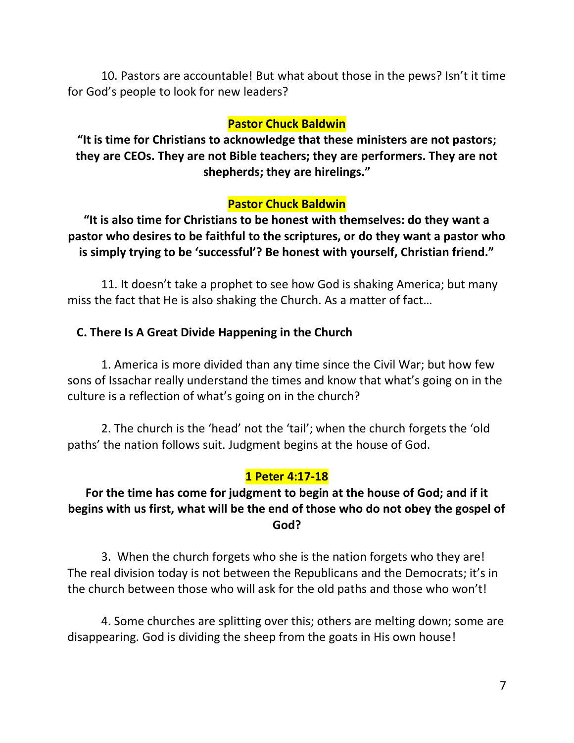10. Pastors are accountable! But what about those in the pews? Isn't it time for God's people to look for new leaders?

**Pastor Chuck Baldwin**

**"It is time for Christians to acknowledge that these ministers are not pastors; they are CEOs. They are not Bible teachers; they are performers. They are not shepherds; they are hirelings."**

**Pastor Chuck Baldwin**

**"It is also time for Christians to be honest with themselves: do they want a pastor who desires to be faithful to the scriptures, or do they want a pastor who is simply trying to be 'successful'? Be honest with yourself, Christian friend."**

11. It doesn't take a prophet to see how God is shaking America; but many miss the fact that He is also shaking the Church. As a matter of fact…

### C. There Is A Great Divide Happening in the Church

1. America is more divided than any time since the Civil War; but how few sons of Issachar really understand the times and know that what's going on in the culture is a reflection of what's going on in the church?

2. The church is the 'head' not the 'tail'; when the church forgets the 'old paths' the nation follows suit. Judgment begins at the house of God.

**1 Peter 4:17-18**

**For the time has come for judgment to begin at the house of God; and if it begins with us first, what will be the end of those who do not obey the gospel of God?**

3. When the church forgets who she is the nation forgets who they are! The real division today is not between the Republicans and the Democrats; it's in the church between those who will ask for the old paths and those who won't!

4. Some churches are splitting over this; others are melting down; some are disappearing. God is dividing the sheep from the goats in His own house!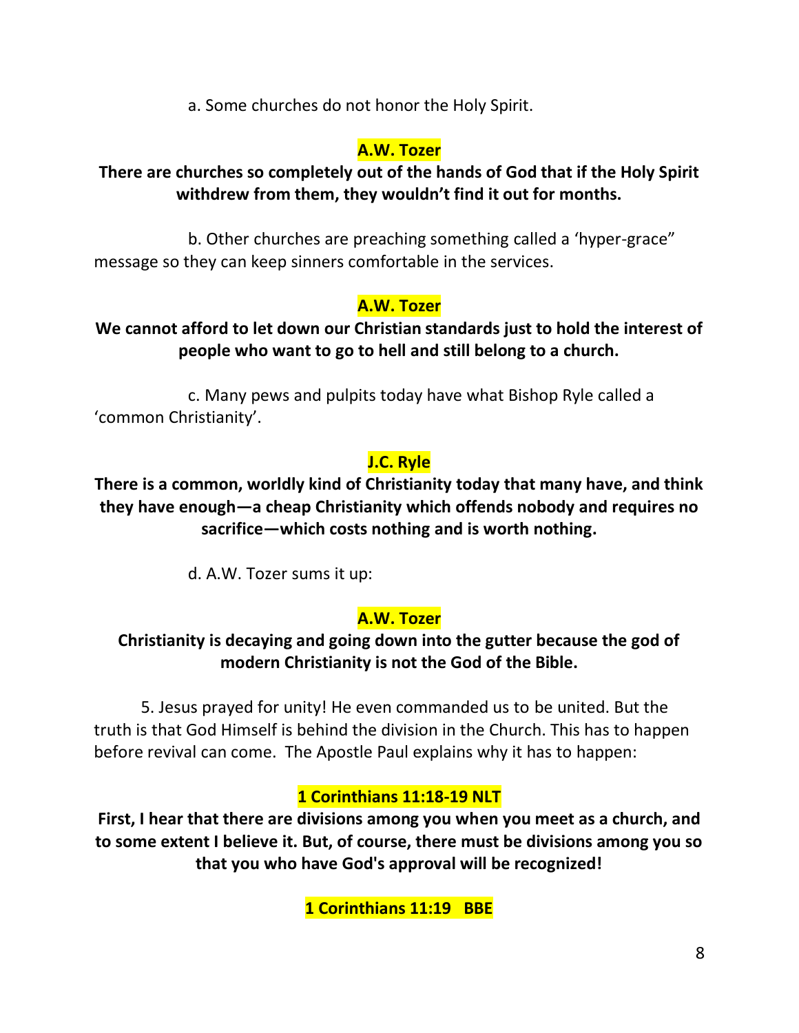a. Some churches do not honor the Holy Spirit.

**A.W. Tozer**

**There are churches so completely out of the hands of God that if the Holy Spirit withdrew from them, they wouldn't find it out for months.**

b. Other churches are preaching something called a 'hyper-grace" message so they can keep sinners comfortable in the services.

**A.W. Tozer**

**We cannot afford to let down our Christian standards just to hold the interest of people who want to go to hell and still belong to a church.**

c. Many pews and pulpits today have what Bishop Ryle called a 'common Christianity'.

**J.C. Ryle**

**There is a common, worldly kind of Christianity today that many have, and think they have enough—a cheap Christianity which offends nobody and requires no sacrifice—which costs nothing and is worth nothing.**

d. A.W. Tozer sums it up:

**A.W. Tozer**

**Christianity is decaying and going down into the gutter because the god of modern Christianity is not the God of the Bible.**

5. Jesus prayed for unity! He even commanded us to be united. But the truth is that God Himself is behind the division in the Church. This has to happen before revival can come. The Apostle Paul explains why it has to happen:

**1 Corinthians 11:18-19 NLT**

**First, I hear that there are divisions among you when you meet as a church, and to some extent I believe it. But, of course, there must be divisions among you so that you who have God's approval will be recognized!**

**1 Corinthians 11:19 BBE**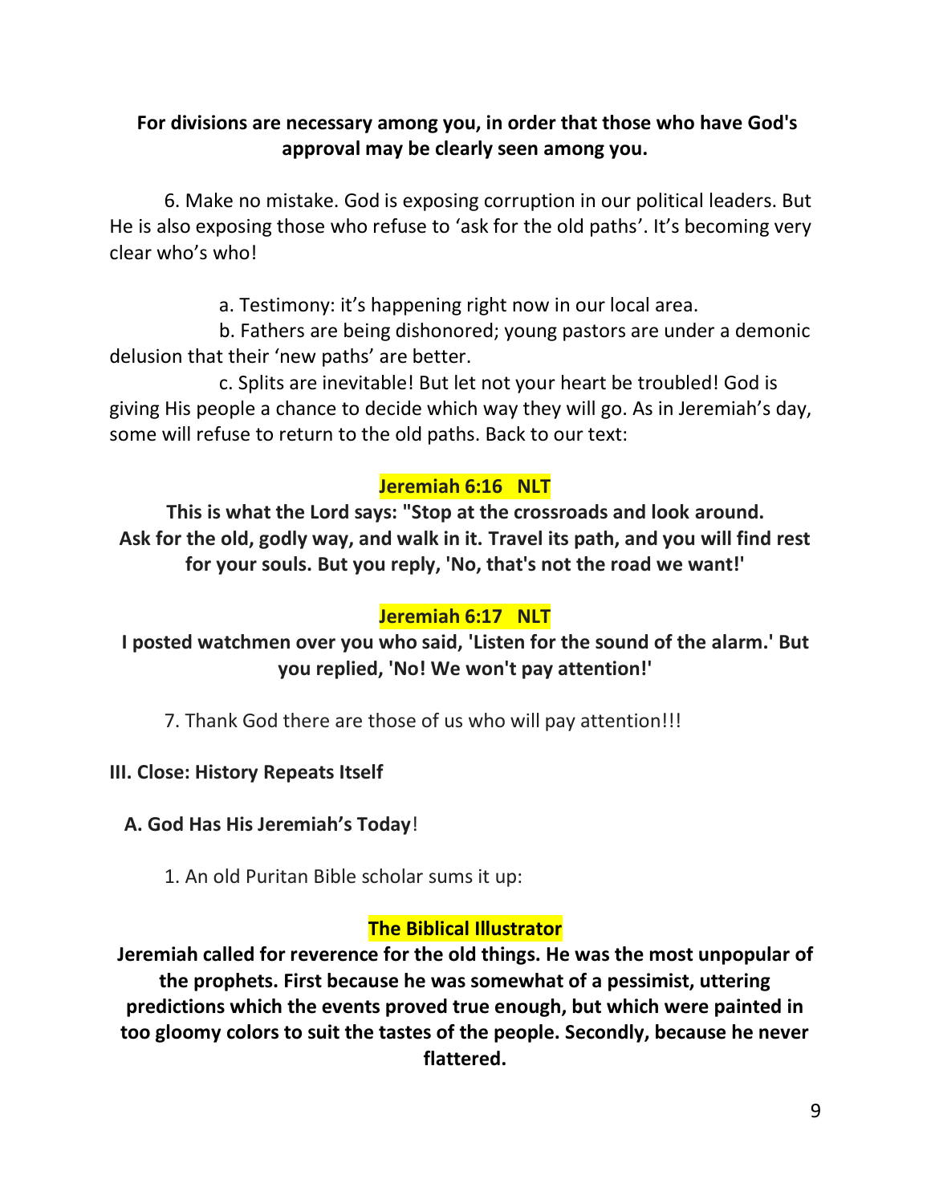**For divisions are necessary among you, in order that those who have God's approval may be clearly seen among you.**

6. Make no mistake. God is exposing corruption in our political leaders. But He is also exposing those who refuse to 'ask for the old paths'. It's becoming very clear who's who!

a. Testimony: it's happening right now in our local area.

b. Fathers are being dishonored; young pastors are under a demonic delusion that their 'new paths' are better.

c. Splits are inevitable! But let not your heart be troubled! God is giving His people a chance to decide which way they will go. As in Jeremiah's day, some will refuse to return to the old paths. Back to our text:

**Jeremiah 6:16 NLT**

**This is what the Lord says: "Stop at the crossroads and look around. Ask for the old, godly way, and walk in it. Travel its path, and you will find rest for your souls. But you reply, 'No, that's not the road we want!'**

**Jeremiah 6:17 NLT**

**I posted watchmen over you who said, 'Listen for the sound of the alarm.' But you replied, 'No! We won't pay attention!'**

7. Thank God there are those of us who will pay attention!!!

**III. Close: History Repeats Itself**

**A. God Has His Jeremiah's Today**!

1. An old Puritan Bible scholar sums it up:

**The Biblical Illustrator**

**Jeremiah called for reverence for the old things. He was the most unpopular of the prophets. First because he was somewhat of a pessimist, uttering predictions which the events proved true enough, but which were painted in too gloomy colors to suit the tastes of the people. Secondly, because he never flattered.**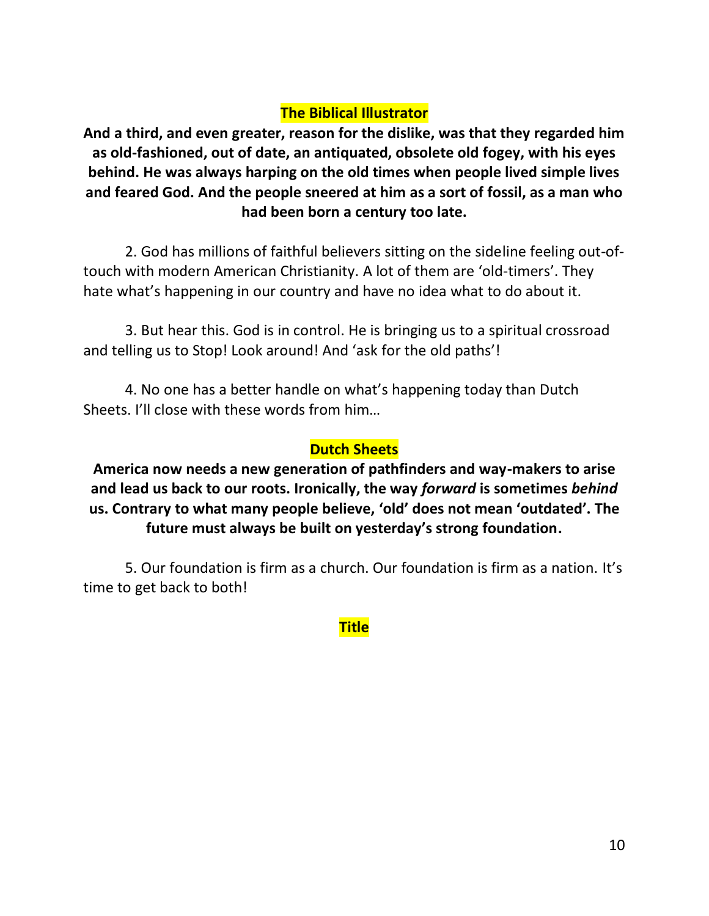**The Biblical Illustrator**

**And a third, and even greater, reason for the dislike, was that they regarded him as old-fashioned, out of date, an antiquated, obsolete old fogey, with his eyes behind. He was always harping on the old times when people lived simple lives and feared God. And the people sneered at him as a sort of fossil, as a man who had been born a century too late.**

2. God has millions of faithful believers sitting on the sideline feeling out-of-touch with modern American Christianity. A lot of them are 'old-timers'. They hate what's happening in our country and have no idea what to do about it.

3. But hear this. God is in control. He is bringing us to a spiritual crossroad and telling us to Stop! Look around! And 'ask for the old paths'!

4. No one has a better handle on what's happening today than Dutch Sheets. I'll close with these words from him…

**Dutch Sheets**

**America now needs a new generation of pathfinders and way-makers to arise and lead us back to our roots. Ironically, the way *forward* is sometimes *behind* us. Contrary to what many people believe, 'old' does not mean 'outdated'. The future must always be built on yesterday's strong foundation.**

5. Our foundation is firm as a church. Our foundation is firm as a nation. It's time to get back to both!

**Title**